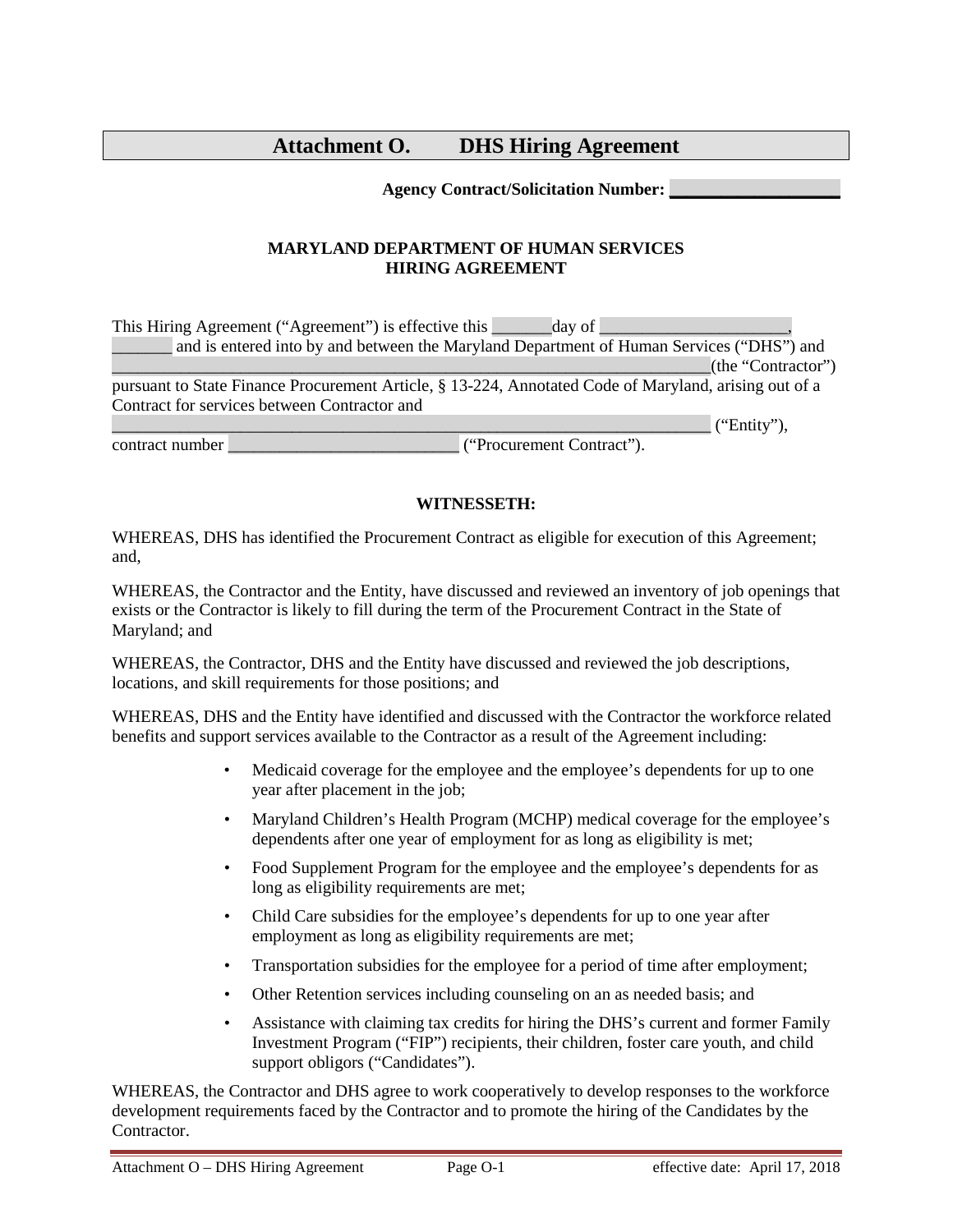# Attachment O. DHS Hiring Agreement

**Agency Contract/Solicitation Number: ___________________**

**MARYLAND DEPARTMENT OF HUMAN SERVICES**
**HIRING AGREEMENT**

This Hiring Agreement ("Agreement") is effective this _______day of ______________________, _______ and is entered into by and between the Maryland Department of Human Services ("DHS") and _________________________________________________________________(the "Contractor") pursuant to State Finance Procurement Article, § 13-224, Annotated Code of Maryland, arising out of a Contract for services between Contractor and _________________________________________________________________ ("Entity"), contract number __________________________ ("Procurement Contract").

**WITNESSETH:**

WHEREAS, DHS has identified the Procurement Contract as eligible for execution of this Agreement; and,

WHEREAS, the Contractor and the Entity, have discussed and reviewed an inventory of job openings that exists or the Contractor is likely to fill during the term of the Procurement Contract in the State of Maryland; and

WHEREAS, the Contractor, DHS and the Entity have discussed and reviewed the job descriptions, locations, and skill requirements for those positions; and

WHEREAS, DHS and the Entity have identified and discussed with the Contractor the workforce related benefits and support services available to the Contractor as a result of the Agreement including:

- Medicaid coverage for the employee and the employee's dependents for up to one year after placement in the job;
- Maryland Children's Health Program (MCHP) medical coverage for the employee's dependents after one year of employment for as long as eligibility is met;
- Food Supplement Program for the employee and the employee's dependents for as long as eligibility requirements are met;
- Child Care subsidies for the employee's dependents for up to one year after employment as long as eligibility requirements are met;
- Transportation subsidies for the employee for a period of time after employment;
- Other Retention services including counseling on an as needed basis; and
- Assistance with claiming tax credits for hiring the DHS's current and former Family Investment Program ("FIP") recipients, their children, foster care youth, and child support obligors ("Candidates").

WHEREAS, the Contractor and DHS agree to work cooperatively to develop responses to the workforce development requirements faced by the Contractor and to promote the hiring of the Candidates by the Contractor.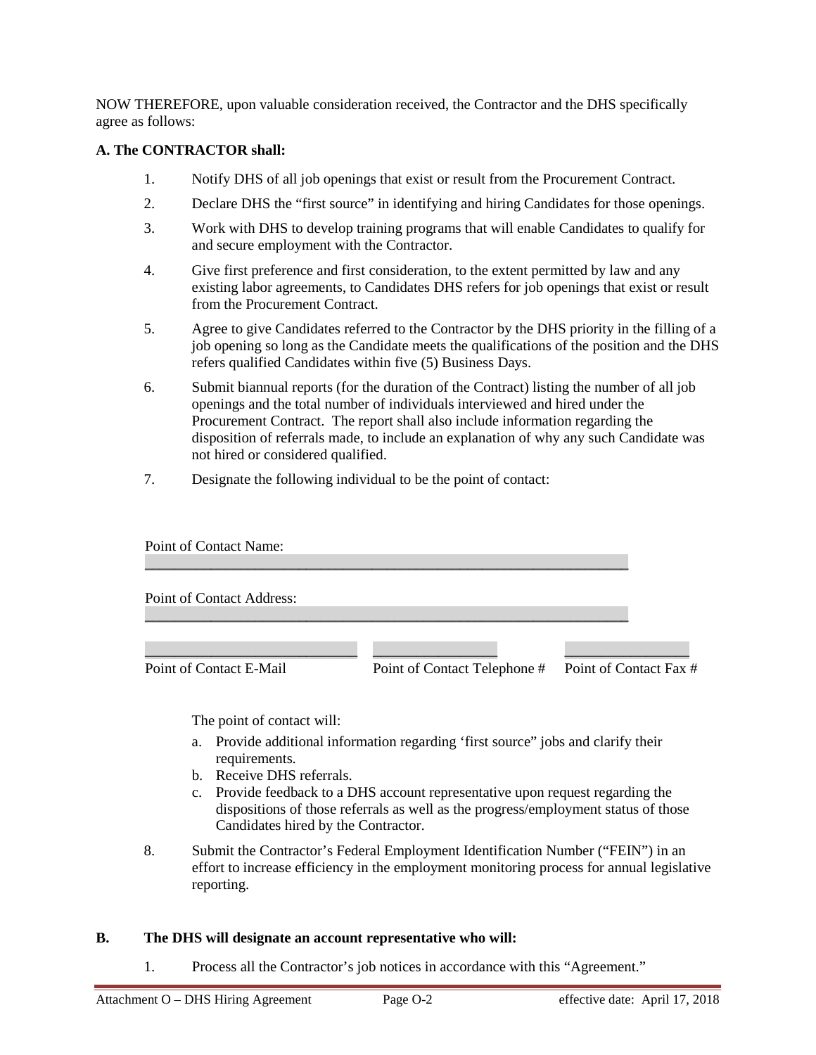NOW THEREFORE, upon valuable consideration received, the Contractor and the DHS specifically agree as follows:

**A. The CONTRACTOR shall:**

1. Notify DHS of all job openings that exist or result from the Procurement Contract.
2. Declare DHS the "first source" in identifying and hiring Candidates for those openings.
3. Work with DHS to develop training programs that will enable Candidates to qualify for and secure employment with the Contractor.
4. Give first preference and first consideration, to the extent permitted by law and any existing labor agreements, to Candidates DHS refers for job openings that exist or result from the Procurement Contract.
5. Agree to give Candidates referred to the Contractor by the DHS priority in the filling of a job opening so long as the Candidate meets the qualifications of the position and the DHS refers qualified Candidates within five (5) Business Days.
6. Submit biannual reports (for the duration of the Contract) listing the number of all job openings and the total number of individuals interviewed and hired under the Procurement Contract. The report shall also include information regarding the disposition of referrals made, to include an explanation of why any such Candidate was not hired or considered qualified.
7. Designate the following individual to be the point of contact:

Point of Contact Name: ______________________________________________________________

Point of Contact Address: ______________________________________________________________

___________________________ ________________ ________________
Point of Contact E-Mail Point of Contact Telephone # Point of Contact Fax #

The point of contact will:

a. Provide additional information regarding 'first source" jobs and clarify their requirements.
b. Receive DHS referrals.
c. Provide feedback to a DHS account representative upon request regarding the dispositions of those referrals as well as the progress/employment status of those Candidates hired by the Contractor.

8. Submit the Contractor's Federal Employment Identification Number ("FEIN") in an effort to increase efficiency in the employment monitoring process for annual legislative reporting.

**B. The DHS will designate an account representative who will:**

1. Process all the Contractor's job notices in accordance with this "Agreement."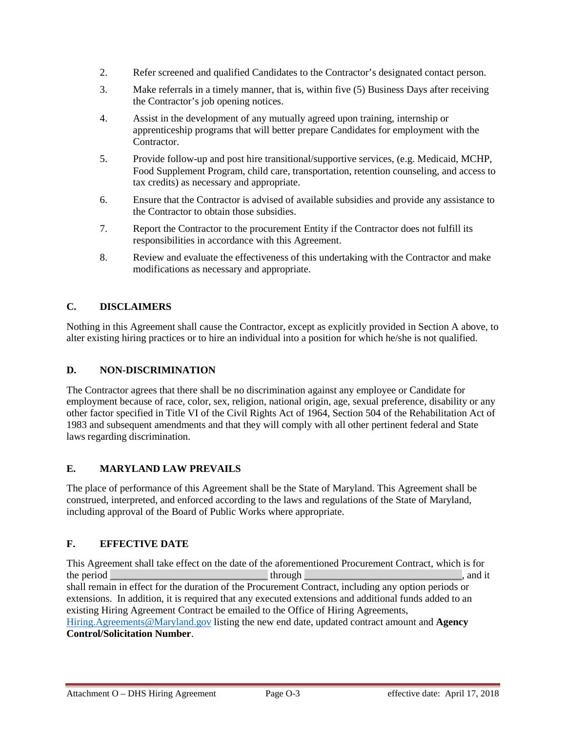2. Refer screened and qualified Candidates to the Contractor's designated contact person.
3. Make referrals in a timely manner, that is, within five (5) Business Days after receiving the Contractor's job opening notices.
4. Assist in the development of any mutually agreed upon training, internship or apprenticeship programs that will better prepare Candidates for employment with the Contractor.
5. Provide follow-up and post hire transitional/supportive services, (e.g. Medicaid, MCHP, Food Supplement Program, child care, transportation, retention counseling, and access to tax credits) as necessary and appropriate.
6. Ensure that the Contractor is advised of available subsidies and provide any assistance to the Contractor to obtain those subsidies.
7. Report the Contractor to the procurement Entity if the Contractor does not fulfill its responsibilities in accordance with this Agreement.
8. Review and evaluate the effectiveness of this undertaking with the Contractor and make modifications as necessary and appropriate.

## C. DISCLAIMERS

Nothing in this Agreement shall cause the Contractor, except as explicitly provided in Section A above, to alter existing hiring practices or to hire an individual into a position for which he/she is not qualified.

## D. NON-DISCRIMINATION

The Contractor agrees that there shall be no discrimination against any employee or Candidate for employment because of race, color, sex, religion, national origin, age, sexual preference, disability or any other factor specified in Title VI of the Civil Rights Act of 1964, Section 504 of the Rehabilitation Act of 1983 and subsequent amendments and that they will comply with all other pertinent federal and State laws regarding discrimination.

## E. MARYLAND LAW PREVAILS

The place of performance of this Agreement shall be the State of Maryland. This Agreement shall be construed, interpreted, and enforced according to the laws and regulations of the State of Maryland, including approval of the Board of Public Works where appropriate.

## F. EFFECTIVE DATE

This Agreement shall take effect on the date of the aforementioned Procurement Contract, which is for the period ______________________________ through ______________________________, and it shall remain in effect for the duration of the Procurement Contract, including any option periods or extensions. In addition, it is required that any executed extensions and additional funds added to an existing Hiring Agreement Contract be emailed to the Office of Hiring Agreements, [Hiring.Agreements@Maryland.gov](mailto:Hiring.Agreements@Maryland.gov) listing the new end date, updated contract amount and **Agency Control/Solicitation Number**.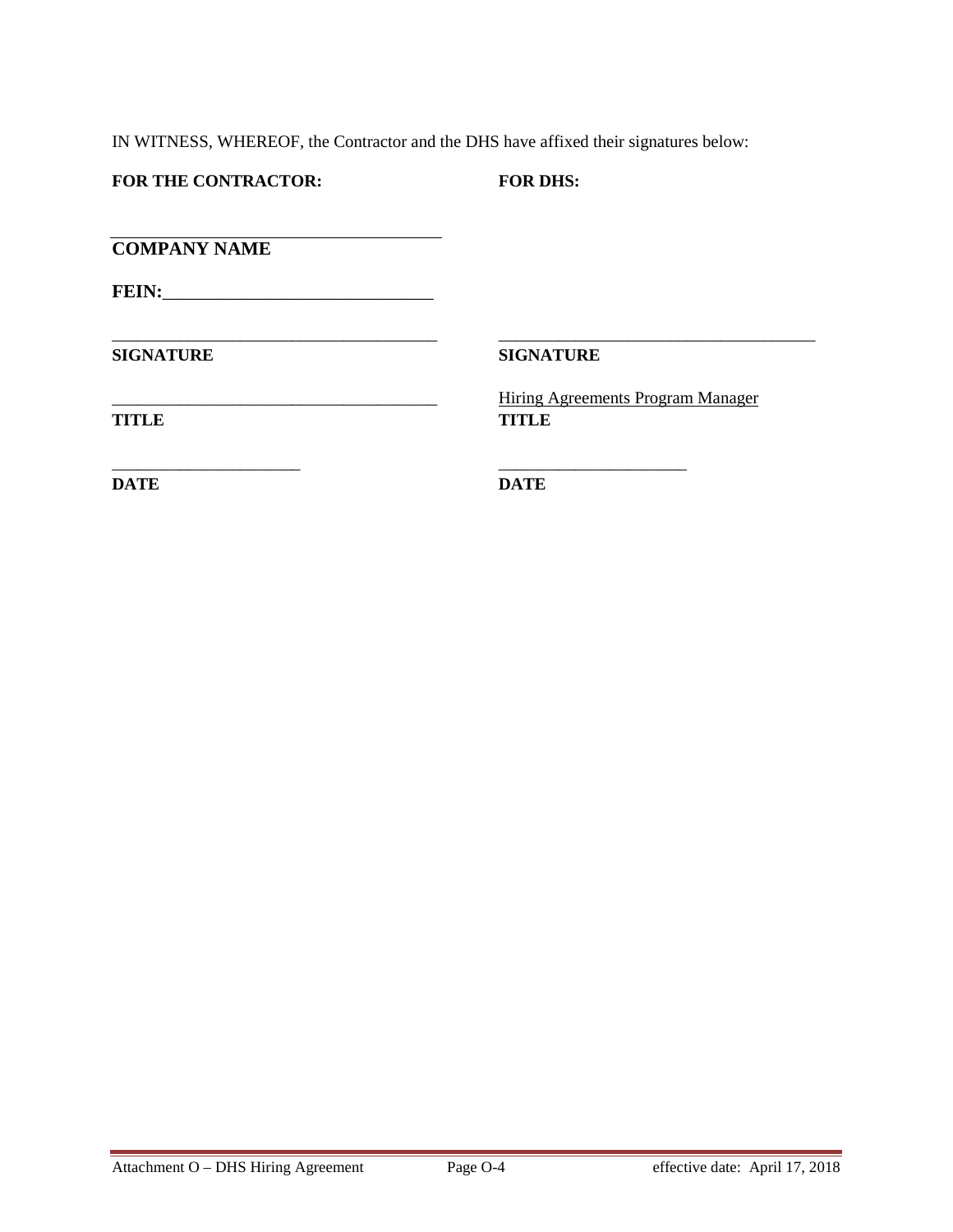IN WITNESS, WHEREOF, the Contractor and the DHS have affixed their signatures below:

| | |
|---|---|
| **FOR THE CONTRACTOR:** | **FOR DHS:** |
| ______________________________________ | |
| **COMPANY NAME** | |
| **FEIN:**______________________________ | |
| ______________________________________ | ______________________________________ |
| **SIGNATURE** | **SIGNATURE** |
| ______________________________________ | Hiring Agreements Program Manager |
| **TITLE** | **TITLE** |
| ______________________ | ______________________ |
| **DATE** | **DATE** |